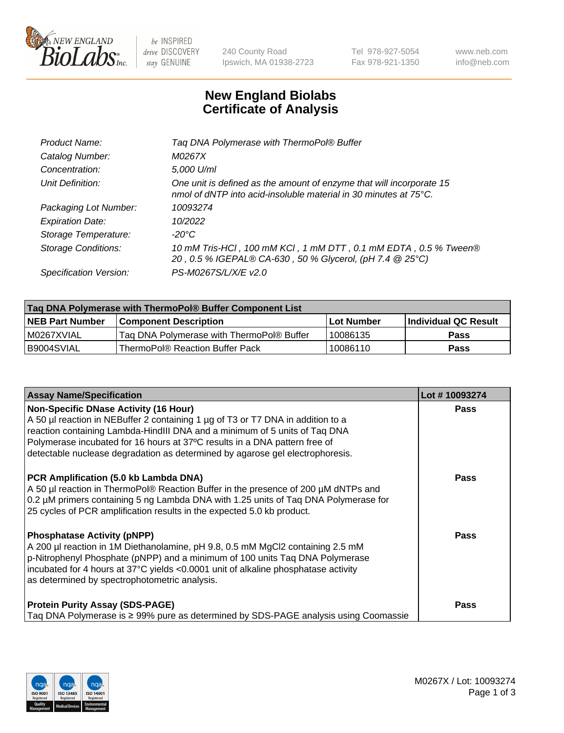240 County Road
Ipswich, MA 01938-2723

Tel 978-927-5054
Fax 978-921-1350

www.neb.com
info@neb.com

# New England Biolabs
# Certificate of Analysis

| | |
|---|---|
| *Product Name:* | *Taq DNA Polymerase with ThermoPol® Buffer* |
| *Catalog Number:* | *M0267X* |
| *Concentration:* | *5,000 U/ml* |
| *Unit Definition:* | *One unit is defined as the amount of enzyme that will incorporate 15 nmol of dNTP into acid-insoluble material in 30 minutes at 75°C.* |
| *Packaging Lot Number:* | *10093274* |
| *Expiration Date:* | *10/2022* |
| *Storage Temperature:* | *-20°C* |
| *Storage Conditions:* | *10 mM Tris-HCl , 100 mM KCl , 1 mM DTT , 0.1 mM EDTA , 0.5 % Tween® 20 , 0.5 % IGEPAL® CA-630 , 50 % Glycerol, (pH 7.4 @ 25°C)* |
| *Specification Version:* | *PS-M0267S/L/X/E v2.0* |

| Taq DNA Polymerase with ThermoPol® Buffer Component List | | | |
|---|---|---|---|
| **NEB Part Number** | **Component Description** | **Lot Number** | **Individual QC Result** |
| M0267XVIAL | Taq DNA Polymerase with ThermoPol® Buffer | 10086135 | **Pass** |
| B9004SVIAL | ThermoPol® Reaction Buffer Pack | 10086110 | **Pass** |

| Assay Name/Specification | Lot # 10093274 |
|---|---|
| **Non-Specific DNase Activity (16 Hour)**<br>A 50 µl reaction in NEBuffer 2 containing 1 µg of T3 or T7 DNA in addition to a reaction containing Lambda-HindIII DNA and a minimum of 5 units of Taq DNA Polymerase incubated for 16 hours at 37ºC results in a DNA pattern free of detectable nuclease degradation as determined by agarose gel electrophoresis. | **Pass** |
| **PCR Amplification (5.0 kb Lambda DNA)**<br>A 50 µl reaction in ThermoPol® Reaction Buffer in the presence of 200 µM dNTPs and 0.2 µM primers containing 5 ng Lambda DNA with 1.25 units of Taq DNA Polymerase for 25 cycles of PCR amplification results in the expected 5.0 kb product. | **Pass** |
| **Phosphatase Activity (pNPP)**<br>A 200 µl reaction in 1M Diethanolamine, pH 9.8, 0.5 mM $MgCl_2$ containing 2.5 mM p-Nitrophenyl Phosphate (pNPP) and a minimum of 100 units Taq DNA Polymerase incubated for 4 hours at 37°C yields <0.0001 unit of alkaline phosphatase activity as determined by spectrophotometric analysis. | **Pass** |
| **Protein Purity Assay (SDS-PAGE)**<br>Taq DNA Polymerase is ≥ 99% pure as determined by SDS-PAGE analysis using Coomassie | **Pass** |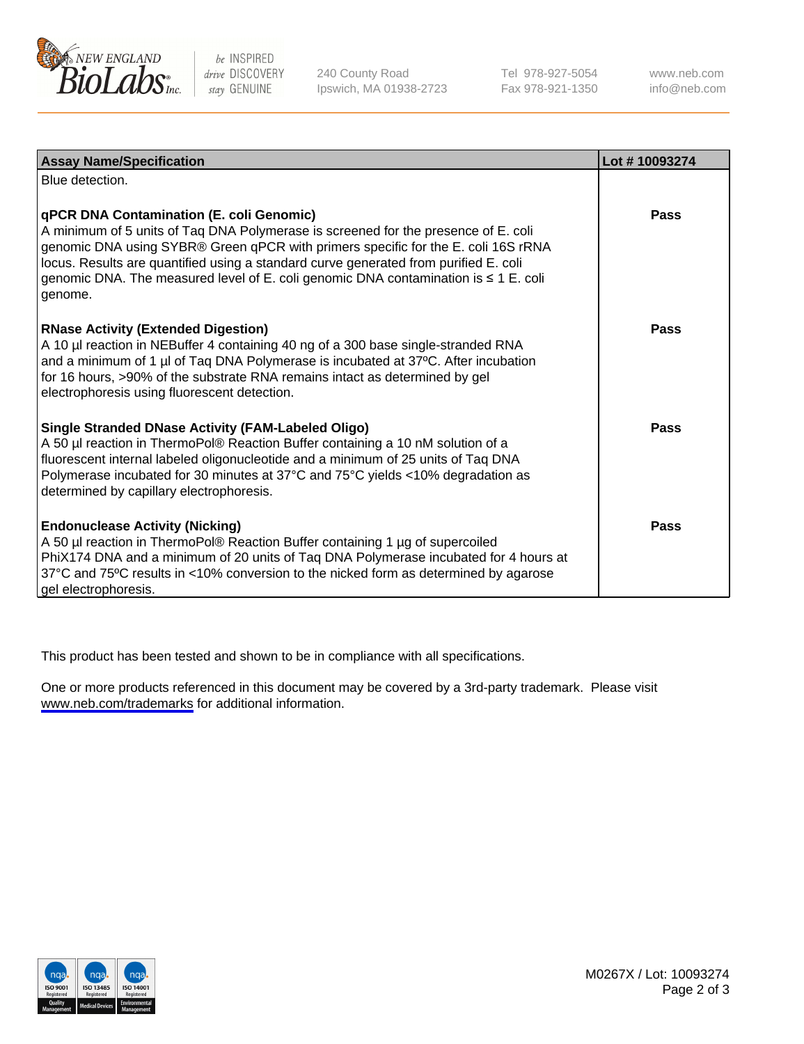| Assay Name/Specification | Lot # 10093274 |
|---|---|
| Blue detection. | |
| **qPCR DNA Contamination (E. coli Genomic)**<br>A minimum of 5 units of Taq DNA Polymerase is screened for the presence of E. coli genomic DNA using SYBR® Green qPCR with primers specific for the E. coli 16S rRNA locus. Results are quantified using a standard curve generated from purified E. coli genomic DNA. The measured level of E. coli genomic DNA contamination is ≤ 1 E. coli genome. | **Pass** |
| **RNase Activity (Extended Digestion)**<br>A 10 µl reaction in NEBuffer 4 containing 40 ng of a 300 base single-stranded RNA and a minimum of 1 µl of Taq DNA Polymerase is incubated at 37ºC. After incubation for 16 hours, >90% of the substrate RNA remains intact as determined by gel electrophoresis using fluorescent detection. | **Pass** |
| **Single Stranded DNase Activity (FAM-Labeled Oligo)**<br>A 50 µl reaction in ThermoPol® Reaction Buffer containing a 10 nM solution of a fluorescent internal labeled oligonucleotide and a minimum of 25 units of Taq DNA Polymerase incubated for 30 minutes at 37°C and 75°C yields <10% degradation as determined by capillary electrophoresis. | **Pass** |
| **Endonuclease Activity (Nicking)**<br>A 50 µl reaction in ThermoPol® Reaction Buffer containing 1 µg of supercoiled PhiX174 DNA and a minimum of 20 units of Taq DNA Polymerase incubated for 4 hours at 37°C and 75ºC results in <10% conversion to the nicked form as determined by agarose gel electrophoresis. | **Pass** |

This product has been tested and shown to be in compliance with all specifications.

One or more products referenced in this document may be covered by a 3rd-party trademark. Please visit www.neb.com/trademarks for additional information.

M0267X / Lot: 10093274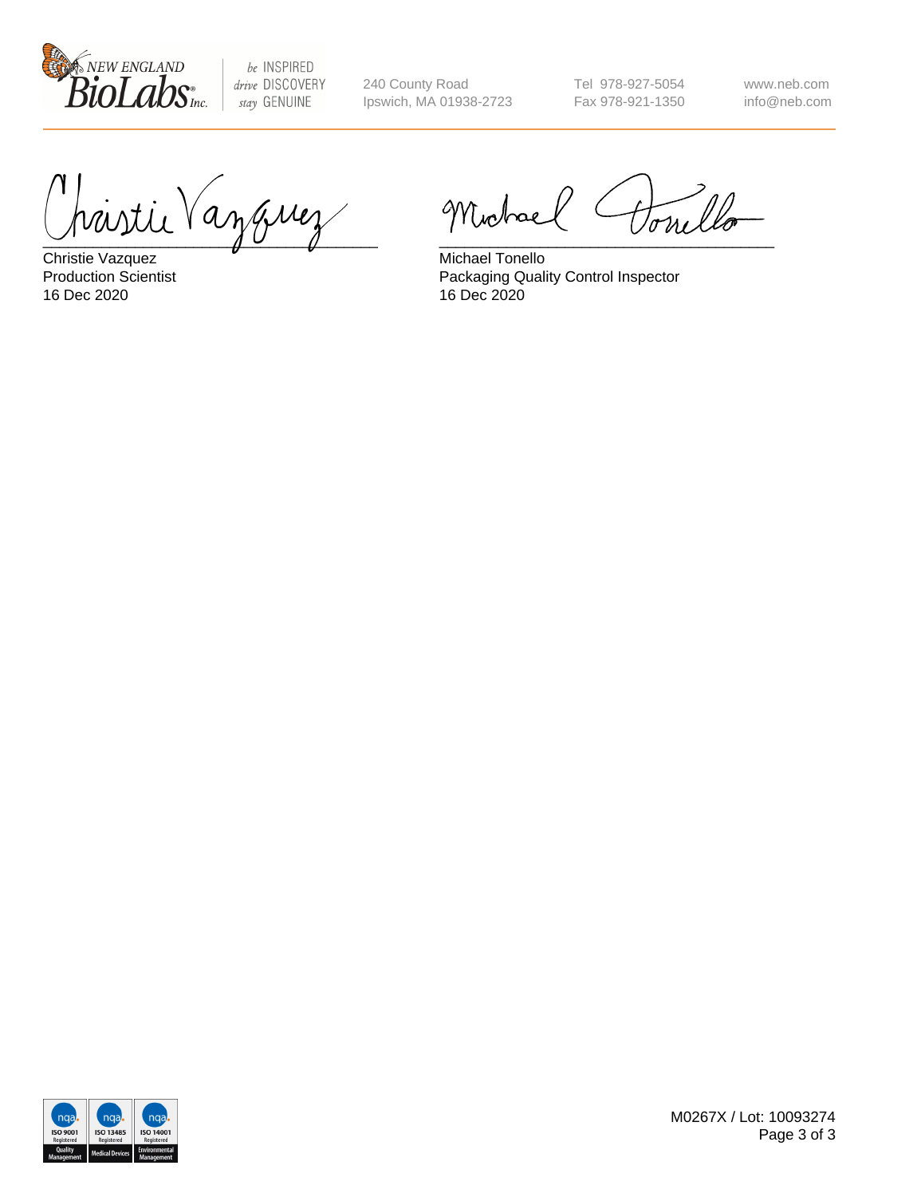Christie Vazquez
Production Scientist
16 Dec 2020

Michael Tonello
Packaging Quality Control Inspector
16 Dec 2020